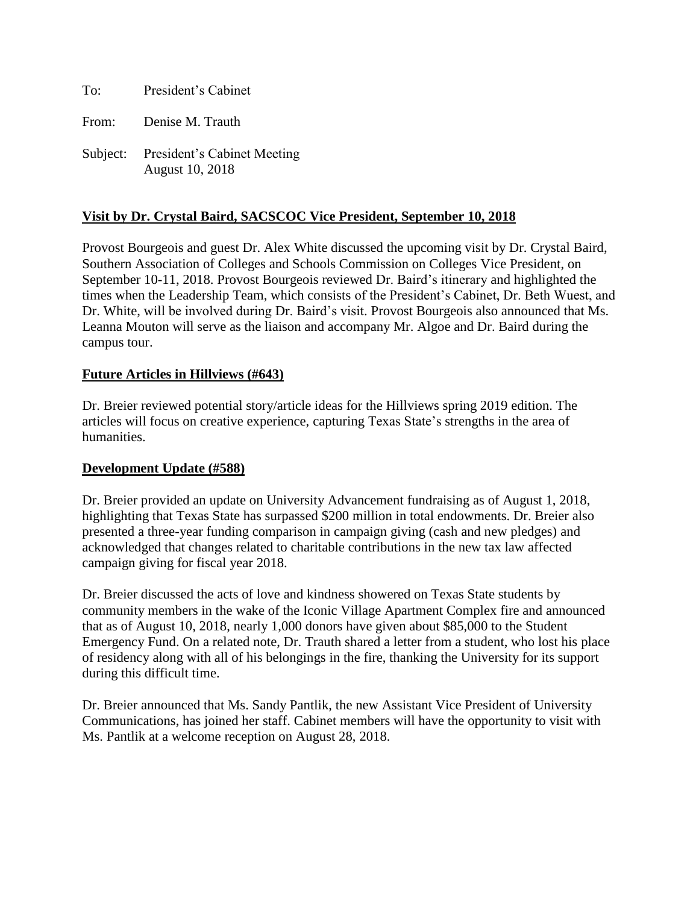To: President's Cabinet

From: Denise M. Trauth

Subject: President's Cabinet Meeting
August 10, 2018

**Visit by Dr. Crystal Baird, SACSCOC Vice President, September 10, 2018**

Provost Bourgeois and guest Dr. Alex White discussed the upcoming visit by Dr. Crystal Baird, Southern Association of Colleges and Schools Commission on Colleges Vice President, on September 10-11, 2018. Provost Bourgeois reviewed Dr. Baird's itinerary and highlighted the times when the Leadership Team, which consists of the President's Cabinet, Dr. Beth Wuest, and Dr. White, will be involved during Dr. Baird's visit. Provost Bourgeois also announced that Ms. Leanna Mouton will serve as the liaison and accompany Mr. Algoe and Dr. Baird during the campus tour.

**Future Articles in Hillviews (#643)**

Dr. Breier reviewed potential story/article ideas for the Hillviews spring 2019 edition. The articles will focus on creative experience, capturing Texas State's strengths in the area of humanities.

**Development Update (#588)**

Dr. Breier provided an update on University Advancement fundraising as of August 1, 2018, highlighting that Texas State has surpassed $200 million in total endowments. Dr. Breier also presented a three-year funding comparison in campaign giving (cash and new pledges) and acknowledged that changes related to charitable contributions in the new tax law affected campaign giving for fiscal year 2018.

Dr. Breier discussed the acts of love and kindness showered on Texas State students by community members in the wake of the Iconic Village Apartment Complex fire and announced that as of August 10, 2018, nearly 1,000 donors have given about $85,000 to the Student Emergency Fund. On a related note, Dr. Trauth shared a letter from a student, who lost his place of residency along with all of his belongings in the fire, thanking the University for its support during this difficult time.

Dr. Breier announced that Ms. Sandy Pantlik, the new Assistant Vice President of University Communications, has joined her staff. Cabinet members will have the opportunity to visit with Ms. Pantlik at a welcome reception on August 28, 2018.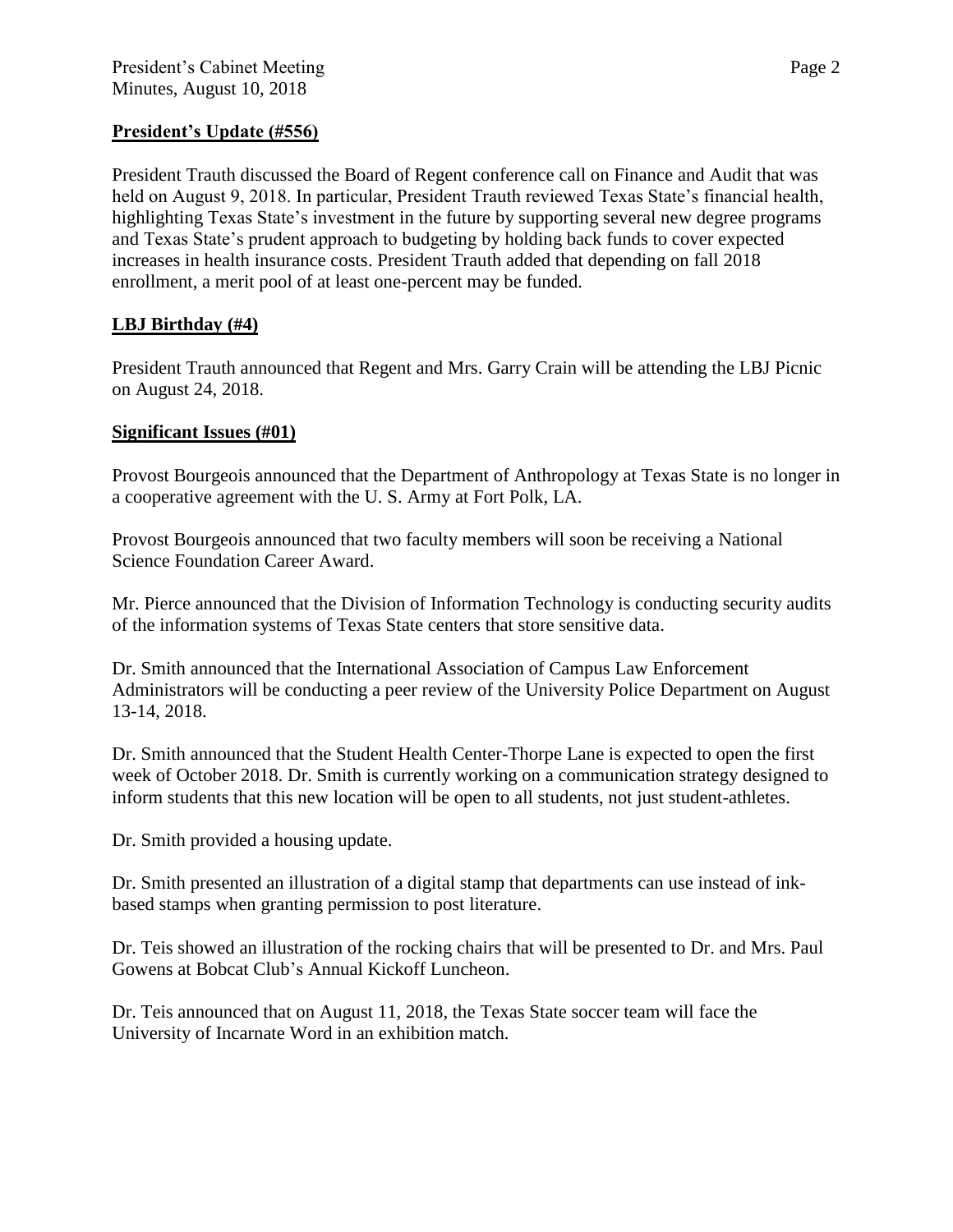**President's Update (#556)**

President Trauth discussed the Board of Regent conference call on Finance and Audit that was held on August 9, 2018. In particular, President Trauth reviewed Texas State's financial health, highlighting Texas State's investment in the future by supporting several new degree programs and Texas State's prudent approach to budgeting by holding back funds to cover expected increases in health insurance costs. President Trauth added that depending on fall 2018 enrollment, a merit pool of at least one-percent may be funded.

**LBJ Birthday (#4)**

President Trauth announced that Regent and Mrs. Garry Crain will be attending the LBJ Picnic on August 24, 2018.

**Significant Issues (#01)**

Provost Bourgeois announced that the Department of Anthropology at Texas State is no longer in a cooperative agreement with the U. S. Army at Fort Polk, LA.

Provost Bourgeois announced that two faculty members will soon be receiving a National Science Foundation Career Award.

Mr. Pierce announced that the Division of Information Technology is conducting security audits of the information systems of Texas State centers that store sensitive data.

Dr. Smith announced that the International Association of Campus Law Enforcement Administrators will be conducting a peer review of the University Police Department on August 13-14, 2018.

Dr. Smith announced that the Student Health Center-Thorpe Lane is expected to open the first week of October 2018. Dr. Smith is currently working on a communication strategy designed to inform students that this new location will be open to all students, not just student-athletes.

Dr. Smith provided a housing update.

Dr. Smith presented an illustration of a digital stamp that departments can use instead of ink-based stamps when granting permission to post literature.

Dr. Teis showed an illustration of the rocking chairs that will be presented to Dr. and Mrs. Paul Gowens at Bobcat Club's Annual Kickoff Luncheon.

Dr. Teis announced that on August 11, 2018, the Texas State soccer team will face the University of Incarnate Word in an exhibition match.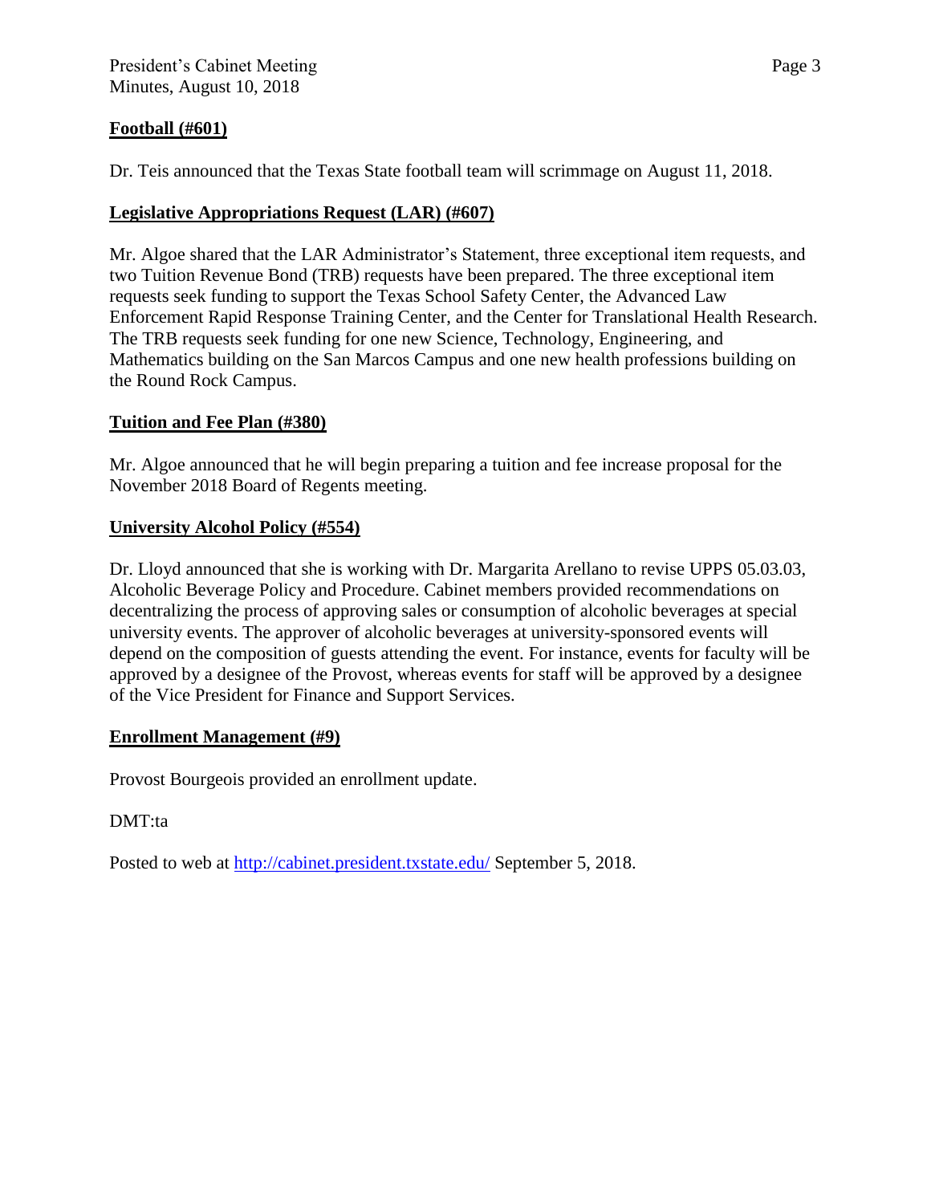**Football (#601)**

Dr. Teis announced that the Texas State football team will scrimmage on August 11, 2018.

**Legislative Appropriations Request (LAR) (#607)**

Mr. Algoe shared that the LAR Administrator's Statement, three exceptional item requests, and two Tuition Revenue Bond (TRB) requests have been prepared. The three exceptional item requests seek funding to support the Texas School Safety Center, the Advanced Law Enforcement Rapid Response Training Center, and the Center for Translational Health Research. The TRB requests seek funding for one new Science, Technology, Engineering, and Mathematics building on the San Marcos Campus and one new health professions building on the Round Rock Campus.

**Tuition and Fee Plan (#380)**

Mr. Algoe announced that he will begin preparing a tuition and fee increase proposal for the November 2018 Board of Regents meeting.

**University Alcohol Policy (#554)**

Dr. Lloyd announced that she is working with Dr. Margarita Arellano to revise UPPS 05.03.03, Alcoholic Beverage Policy and Procedure. Cabinet members provided recommendations on decentralizing the process of approving sales or consumption of alcoholic beverages at special university events. The approver of alcoholic beverages at university-sponsored events will depend on the composition of guests attending the event. For instance, events for faculty will be approved by a designee of the Provost, whereas events for staff will be approved by a designee of the Vice President for Finance and Support Services.

**Enrollment Management (#9)**

Provost Bourgeois provided an enrollment update.

DMT:ta

Posted to web at http://cabinet.president.txstate.edu/ September 5, 2018.